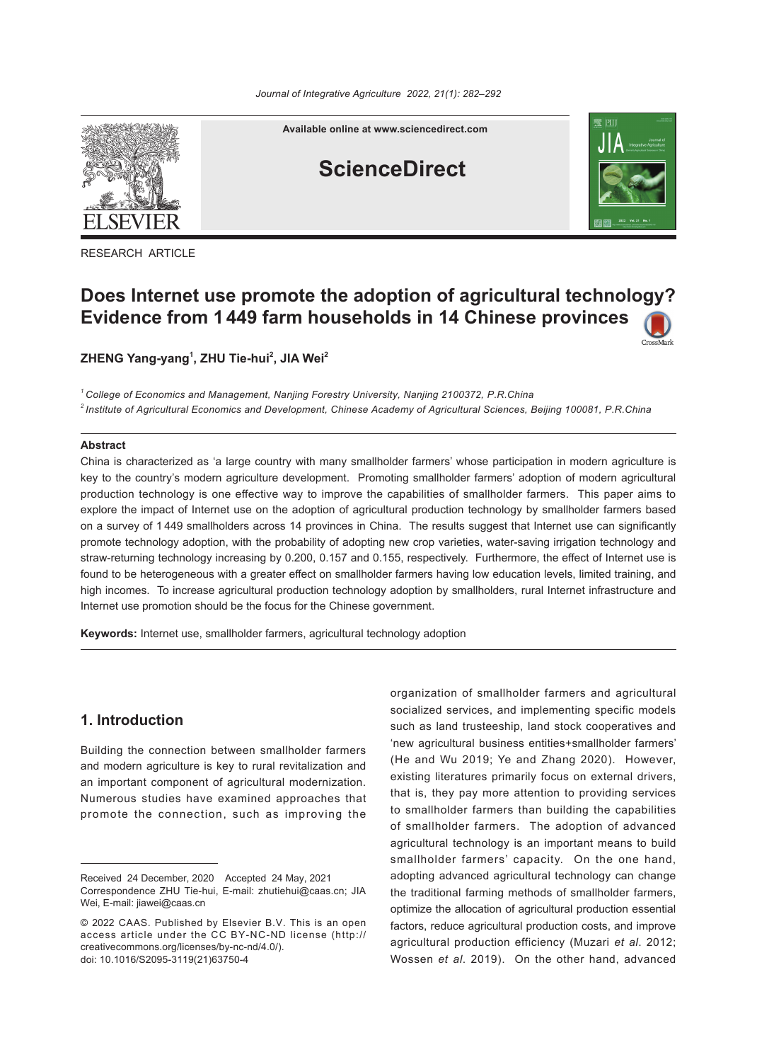RESEARCH ARTICLE

# Does Internet use promote the adoption of agricultural technology? Evidence from 1 449 farm households in 14 Chinese provinces

**ZHENG Yang-yang[1], ZHU Tie-hui[2], JIA Wei[2]**

[1] *College of Economics and Management, Nanjing Forestry University, Nanjing 2100372, P.R.China*

[2] *Institute of Agricultural Economics and Development, Chinese Academy of Agricultural Sciences, Beijing 100081, P.R.China*

## Abstract

China is characterized as 'a large country with many smallholder farmers' whose participation in modern agriculture is key to the country's modern agriculture development. Promoting smallholder farmers' adoption of modern agricultural production technology is one effective way to improve the capabilities of smallholder farmers. This paper aims to explore the impact of Internet use on the adoption of agricultural production technology by smallholder farmers based on a survey of 1 449 smallholders across 14 provinces in China. The results suggest that Internet use can significantly promote technology adoption, with the probability of adopting new crop varieties, water-saving irrigation technology and straw-returning technology increasing by 0.200, 0.157 and 0.155, respectively. Furthermore, the effect of Internet use is found to be heterogeneous with a greater effect on smallholder farmers having low education levels, limited training, and high incomes. To increase agricultural production technology adoption by smallholders, rural Internet infrastructure and Internet use promotion should be the focus for the Chinese government.

**Keywords:** Internet use, smallholder farmers, agricultural technology adoption

## 1. Introduction

Building the connection between smallholder farmers and modern agriculture is key to rural revitalization and an important component of agricultural modernization. Numerous studies have examined approaches that promote the connection, such as improving the organization of smallholder farmers and agricultural socialized services, and implementing specific models such as land trusteeship, land stock cooperatives and 'new agricultural business entities+smallholder farmers' (He and Wu 2019; Ye and Zhang 2020). However, existing literatures primarily focus on external drivers, that is, they pay more attention to providing services to smallholder farmers than building the capabilities of smallholder farmers. The adoption of advanced agricultural technology is an important means to build smallholder farmers' capacity. On the one hand, adopting advanced agricultural technology can change the traditional farming methods of smallholder farmers, optimize the allocation of agricultural production essential factors, reduce agricultural production costs, and improve agricultural production efficiency (Muzari *et al*. 2012; Wossen *et al*. 2019). On the other hand, advanced

---

Received 24 December, 2020 Accepted 24 May, 2021
Correspondence ZHU Tie-hui, E-mail: zhutiehui@caas.cn; JIA Wei, E-mail: jiawei@caas.cn

© 2022 CAAS. Published by Elsevier B.V. This is an open access article under the CC BY-NC-ND license (http://creativecommons.org/licenses/by-nc-nd/4.0/).
doi: 10.1016/S2095-3119(21)63750-4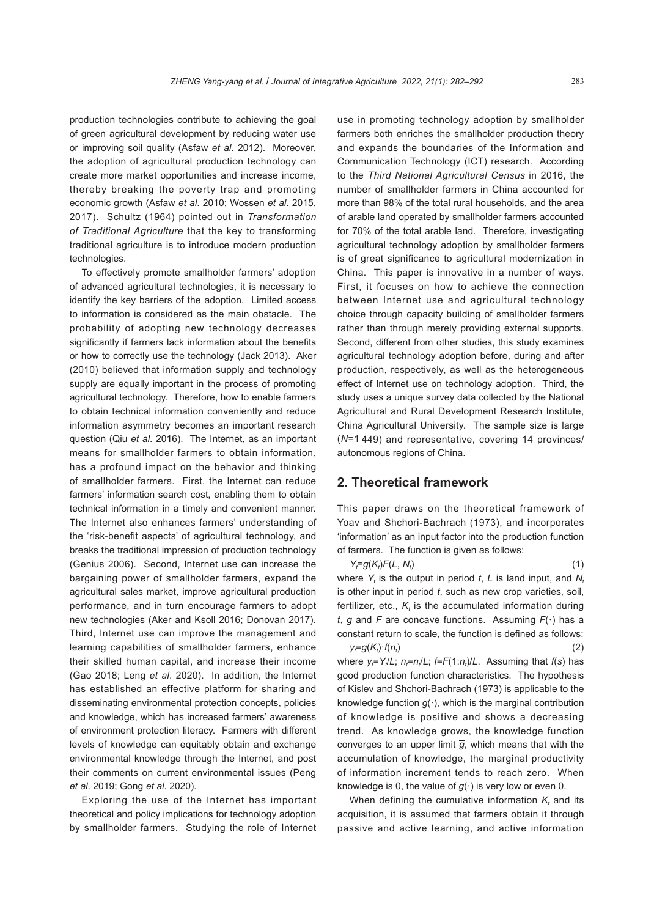production technologies contribute to achieving the goal of green agricultural development by reducing water use or improving soil quality (Asfaw *et al*. 2012). Moreover, the adoption of agricultural production technology can create more market opportunities and increase income, thereby breaking the poverty trap and promoting economic growth (Asfaw *et al*. 2010; Wossen *et al*. 2015, 2017). Schultz (1964) pointed out in *Transformation of Traditional Agriculture* that the key to transforming traditional agriculture is to introduce modern production technologies.

To effectively promote smallholder farmers' adoption of advanced agricultural technologies, it is necessary to identify the key barriers of the adoption. Limited access to information is considered as the main obstacle. The probability of adopting new technology decreases significantly if farmers lack information about the benefits or how to correctly use the technology (Jack 2013). Aker (2010) believed that information supply and technology supply are equally important in the process of promoting agricultural technology. Therefore, how to enable farmers to obtain technical information conveniently and reduce information asymmetry becomes an important research question (Qiu *et al*. 2016). The Internet, as an important means for smallholder farmers to obtain information, has a profound impact on the behavior and thinking of smallholder farmers. First, the Internet can reduce farmers' information search cost, enabling them to obtain technical information in a timely and convenient manner. The Internet also enhances farmers' understanding of the 'risk-benefit aspects' of agricultural technology, and breaks the traditional impression of production technology (Genius 2006). Second, Internet use can increase the bargaining power of smallholder farmers, expand the agricultural sales market, improve agricultural production performance, and in turn encourage farmers to adopt new technologies (Aker and Ksoll 2016; Donovan 2017). Third, Internet use can improve the management and learning capabilities of smallholder farmers, enhance their skilled human capital, and increase their income (Gao 2018; Leng *et al*. 2020). In addition, the Internet has established an effective platform for sharing and disseminating environmental protection concepts, policies and knowledge, which has increased farmers' awareness of environment protection literacy. Farmers with different levels of knowledge can equitably obtain and exchange environmental knowledge through the Internet, and post their comments on current environmental issues (Peng *et al*. 2019; Gong *et al*. 2020).

Exploring the use of the Internet has important theoretical and policy implications for technology adoption by smallholder farmers. Studying the role of Internet use in promoting technology adoption by smallholder farmers both enriches the smallholder production theory and expands the boundaries of the Information and Communication Technology (ICT) research. According to the *Third National Agricultural Census* in 2016, the number of smallholder farmers in China accounted for more than 98% of the total rural households, and the area of arable land operated by smallholder farmers accounted for 70% of the total arable land. Therefore, investigating agricultural technology adoption by smallholder farmers is of great significance to agricultural modernization in China. This paper is innovative in a number of ways. First, it focuses on how to achieve the connection between Internet use and agricultural technology choice through capacity building of smallholder farmers rather than through merely providing external supports. Second, different from other studies, this study examines agricultural technology adoption before, during and after production, respectively, as well as the heterogeneous effect of Internet use on technology adoption. Third, the study uses a unique survey data collected by the National Agricultural and Rural Development Research Institute, China Agricultural University. The sample size is large ($N$=1 449) and representative, covering 14 provinces/autonomous regions of China.

## 2. Theoretical framework

This paper draws on the theoretical framework of Yoav and Shchori-Bachrach (1973), and incorporates 'information' as an input factor into the production function of farmers. The function is given as follows:

$$Y_t=g(K_t)F(L,\ N_t) \tag{1}$$

where $Y_t$ is the output in period $t$, $L$ is land input, and $N_t$ is other input in period $t$, such as new crop varieties, soil, fertilizer, etc., $K_t$ is the accumulated information during $t$, $g$ and $F$ are concave functions. Assuming $F(\cdot)$ has a constant return to scale, the function is defined as follows:

$$y_t=g(K_t)\cdot f(n_t) \tag{2}$$

where $y_t=Y_t/L$; $n_t=n_t/L$; $f=F(1{:}n_t)/L$. Assuming that $f(s)$ has good production function characteristics. The hypothesis of Kislev and Shchori-Bachrach (1973) is applicable to the knowledge function $g(\cdot)$, which is the marginal contribution of knowledge is positive and shows a decreasing trend. As knowledge grows, the knowledge function converges to an upper limit $\overline{g}$, which means that with the accumulation of knowledge, the marginal productivity of information increment tends to reach zero. When knowledge is 0, the value of $g(\cdot)$ is very low or even 0.

When defining the cumulative information $K_t$ and its acquisition, it is assumed that farmers obtain it through passive and active learning, and active information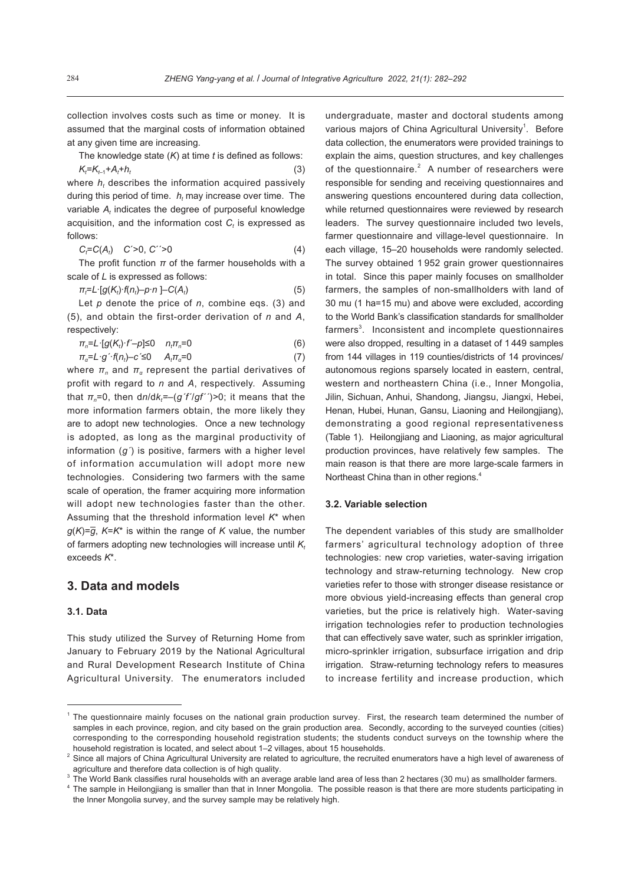collection involves costs such as time or money. It is assumed that the marginal costs of information obtained at any given time are increasing.

The knowledge state ($K$) at time $t$ is defined as follows:

$$K_t=K_{t-1}+A_t+h_t \quad (3)$$

where $h_t$ describes the information acquired passively during this period of time. $h_t$ may increase over time. The variable $A_t$ indicates the degree of purposeful knowledge acquisition, and the information cost $C_t$ is expressed as follows:

$$C_t=C(A_t) \quad C'>0,\ C''>0 \quad (4)$$

The profit function $\pi$ of the farmer households with a scale of $L$ is expressed as follows:

$$\pi_t=L\cdot[g(K_t)\cdot f(n_t)-p\cdot n\ ]-C(A_t) \quad (5)$$

Let $p$ denote the price of $n$, combine eqs. (3) and (5), and obtain the first-order derivation of $n$ and $A$, respectively:

$$\pi_n=L\cdot[g(K_t)\cdot f'-p]\leq 0 \quad n_t\pi_n=0 \quad (6)$$

$$\pi_a=L\cdot g'\cdot f(n_t)-c'\leq 0 \quad A_t\pi_a=0 \quad (7)$$

where $\pi_n$ and $\pi_a$ represent the partial derivatives of profit with regard to $n$ and $A$, respectively. Assuming that $\pi_n=0$, then $dn/dk_t=-(g'f'/gf'')>0$; it means that the more information farmers obtain, the more likely they are to adopt new technologies. Once a new technology is adopted, as long as the marginal productivity of information ($g'$) is positive, farmers with a higher level of information accumulation will adopt more new technologies. Considering two farmers with the same scale of operation, the framer acquiring more information will adopt new technologies faster than the other. Assuming that the threshold information level $K^*$ when $g(K)=\overline{g}$, $K=K^*$ is within the range of $K$ value, the number of farmers adopting new technologies will increase until $K_t$ exceeds $K^*$.

## 3. Data and models

### 3.1. Data

This study utilized the Survey of Returning Home from January to February 2019 by the National Agricultural and Rural Development Research Institute of China Agricultural University. The enumerators included undergraduate, master and doctoral students among various majors of China Agricultural University[1]. Before data collection, the enumerators were provided trainings to explain the aims, question structures, and key challenges of the questionnaire.[2] A number of researchers were responsible for sending and receiving questionnaires and answering questions encountered during data collection, while returned questionnaires were reviewed by research leaders. The survey questionnaire included two levels, farmer questionnaire and village-level questionnaire. In each village, 15–20 households were randomly selected. The survey obtained 1 952 grain grower questionnaires in total. Since this paper mainly focuses on smallholder farmers, the samples of non-smallholders with land of 30 mu (1 ha=15 mu) and above were excluded, according to the World Bank's classification standards for smallholder farmers[3]. Inconsistent and incomplete questionnaires were also dropped, resulting in a dataset of 1 449 samples from 144 villages in 119 counties/districts of 14 provinces/autonomous regions sparsely located in eastern, central, western and northeastern China (i.e., Inner Mongolia, Jilin, Sichuan, Anhui, Shandong, Jiangsu, Jiangxi, Hebei, Henan, Hubei, Hunan, Gansu, Liaoning and Heilongjiang), demonstrating a good regional representativeness (Table 1). Heilongjiang and Liaoning, as major agricultural production provinces, have relatively few samples. The main reason is that there are more large-scale farmers in Northeast China than in other regions.[4]

### 3.2. Variable selection

The dependent variables of this study are smallholder farmers' agricultural technology adoption of three technologies: new crop varieties, water-saving irrigation technology and straw-returning technology. New crop varieties refer to those with stronger disease resistance or more obvious yield-increasing effects than general crop varieties, but the price is relatively high. Water-saving irrigation technologies refer to production technologies that can effectively save water, such as sprinkler irrigation, micro-sprinkler irrigation, subsurface irrigation and drip irrigation. Straw-returning technology refers to measures to increase fertility and increase production, which

---

[1] The questionnaire mainly focuses on the national grain production survey. First, the research team determined the number of samples in each province, region, and city based on the grain production area. Secondly, according to the surveyed counties (cities) corresponding to the corresponding household registration students; the students conduct surveys on the township where the household registration is located, and select about 1–2 villages, about 15 households.

[2] Since all majors of China Agricultural University are related to agriculture, the recruited enumerators have a high level of awareness of agriculture and therefore data collection is of high quality.

[3] The World Bank classifies rural households with an average arable land area of less than 2 hectares (30 mu) as smallholder farmers.

[4] The sample in Heilongjiang is smaller than that in Inner Mongolia. The possible reason is that there are more students participating in the Inner Mongolia survey, and the survey sample may be relatively high.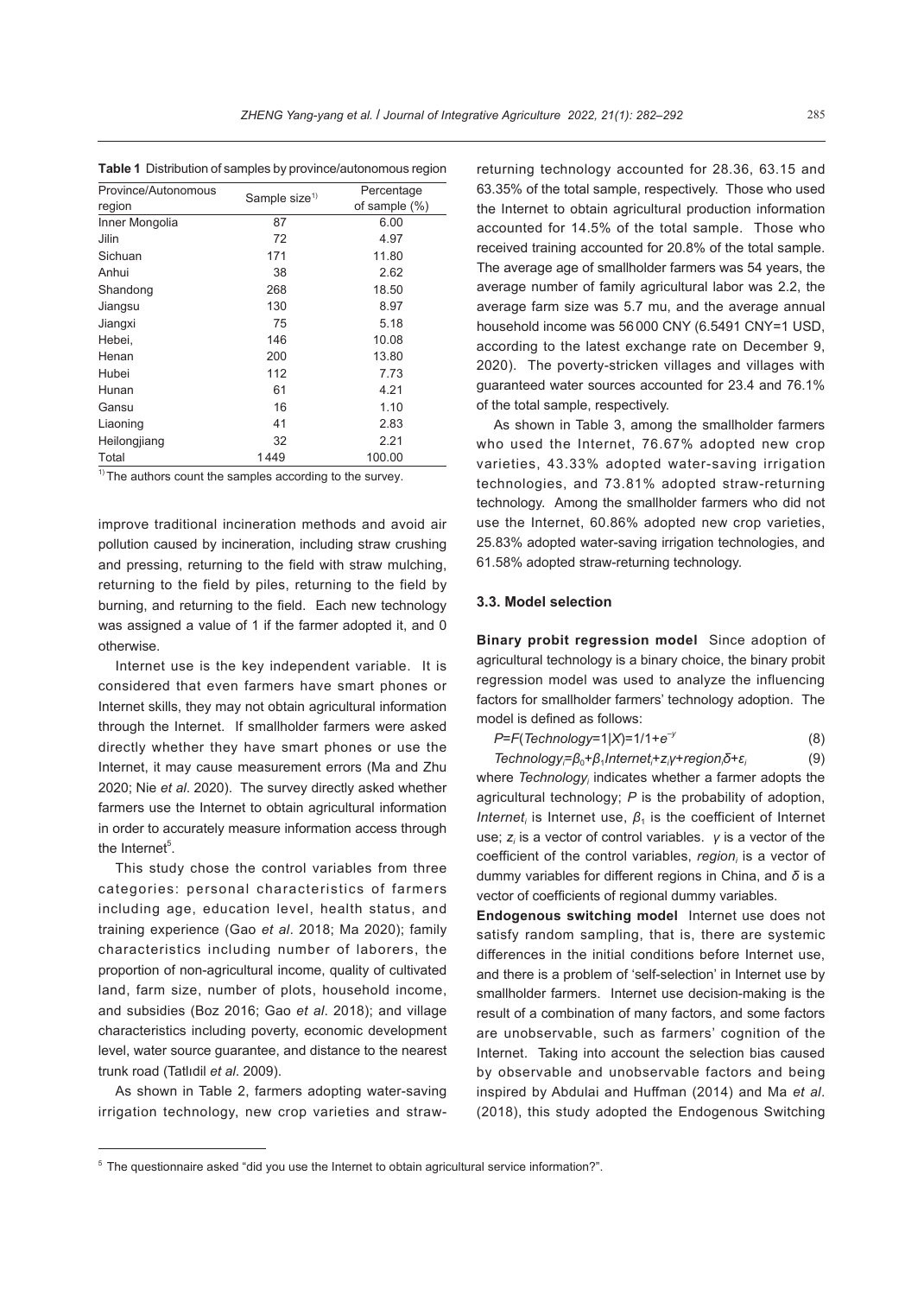**Table 1** Distribution of samples by province/autonomous region

| Province/Autonomous region | Sample size[1)] | Percentage of sample (%) |
|---|---|---|
| Inner Mongolia | 87 | 6.00 |
| Jilin | 72 | 4.97 |
| Sichuan | 171 | 11.80 |
| Anhui | 38 | 2.62 |
| Shandong | 268 | 18.50 |
| Jiangsu | 130 | 8.97 |
| Jiangxi | 75 | 5.18 |
| Hebei, | 146 | 10.08 |
| Henan | 200 | 13.80 |
| Hubei | 112 | 7.73 |
| Hunan | 61 | 4.21 |
| Gansu | 16 | 1.10 |
| Liaoning | 41 | 2.83 |
| Heilongjiang | 32 | 2.21 |
| Total | 1449 | 100.00 |

[1)] The authors count the samples according to the survey.

improve traditional incineration methods and avoid air pollution caused by incineration, including straw crushing and pressing, returning to the field with straw mulching, returning to the field by piles, returning to the field by burning, and returning to the field. Each new technology was assigned a value of 1 if the farmer adopted it, and 0 otherwise.

Internet use is the key independent variable. It is considered that even farmers have smart phones or Internet skills, they may not obtain agricultural information through the Internet. If smallholder farmers were asked directly whether they have smart phones or use the Internet, it may cause measurement errors (Ma and Zhu 2020; Nie *et al*. 2020). The survey directly asked whether farmers use the Internet to obtain agricultural information in order to accurately measure information access through the Internet[5].

This study chose the control variables from three categories: personal characteristics of farmers including age, education level, health status, and training experience (Gao *et al*. 2018; Ma 2020); family characteristics including number of laborers, the proportion of non-agricultural income, quality of cultivated land, farm size, number of plots, household income, and subsidies (Boz 2016; Gao *et al*. 2018); and village characteristics including poverty, economic development level, water source guarantee, and distance to the nearest trunk road (Tatlıdil *et al*. 2009).

As shown in Table 2, farmers adopting water-saving irrigation technology, new crop varieties and straw-returning technology accounted for 28.36, 63.15 and 63.35% of the total sample, respectively. Those who used the Internet to obtain agricultural production information accounted for 14.5% of the total sample. Those who received training accounted for 20.8% of the total sample. The average age of smallholder farmers was 54 years, the average number of family agricultural labor was 2.2, the average farm size was 5.7 mu, and the average annual household income was 56000 CNY (6.5491 CNY=1 USD, according to the latest exchange rate on December 9, 2020). The poverty-stricken villages and villages with guaranteed water sources accounted for 23.4 and 76.1% of the total sample, respectively.

As shown in Table 3, among the smallholder farmers who used the Internet, 76.67% adopted new crop varieties, 43.33% adopted water-saving irrigation technologies, and 73.81% adopted straw-returning technology. Among the smallholder farmers who did not use the Internet, 60.86% adopted new crop varieties, 25.83% adopted water-saving irrigation technologies, and 61.58% adopted straw-returning technology.

### 3.3. Model selection

**Binary probit regression model** Since adoption of agricultural technology is a binary choice, the binary probit regression model was used to analyze the influencing factors for smallholder farmers' technology adoption. The model is defined as follows:

$$P=F(Technology=1|X)=1/1+e^{-y} \tag{8}$$

$$Technology_i=\beta_0+\beta_1 Internet_i+z_i\gamma+region_i\delta+\varepsilon_i \tag{9}$$

where $Technology_i$ indicates whether a farmer adopts the agricultural technology; $P$ is the probability of adoption, $Internet_i$ is Internet use, $\beta_1$ is the coefficient of Internet use; $z_i$ is a vector of control variables. $\gamma$ is a vector of the coefficient of the control variables, $region_i$ is a vector of dummy variables for different regions in China, and $\delta$ is a vector of coefficients of regional dummy variables.

**Endogenous switching model** Internet use does not satisfy random sampling, that is, there are systemic differences in the initial conditions before Internet use, and there is a problem of 'self-selection' in Internet use by smallholder farmers. Internet use decision-making is the result of a combination of many factors, and some factors are unobservable, such as farmers' cognition of the Internet. Taking into account the selection bias caused by observable and unobservable factors and being inspired by Abdulai and Huffman (2014) and Ma *et al*. (2018), this study adopted the Endogenous Switching

[5] The questionnaire asked "did you use the Internet to obtain agricultural service information?".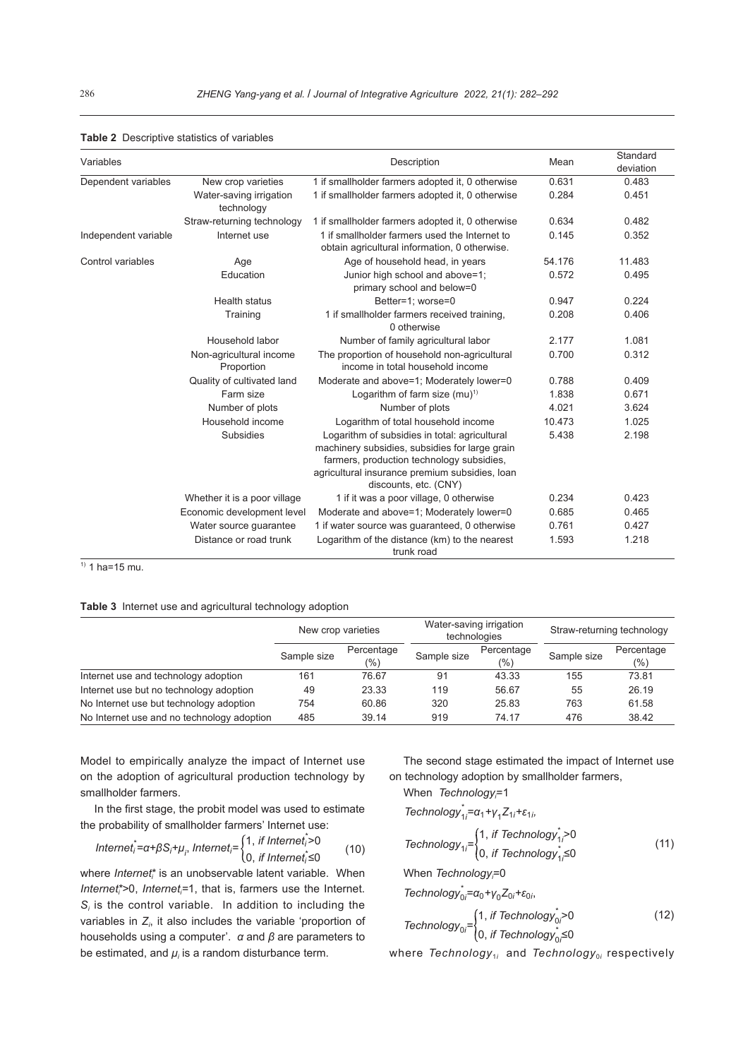**Table 2** Descriptive statistics of variables

| Variables | | Description | Mean | Standard deviation |
|---|---|---|---|---|
| Dependent variables | New crop varieties | 1 if smallholder farmers adopted it, 0 otherwise | 0.631 | 0.483 |
| | Water-saving irrigation technology | 1 if smallholder farmers adopted it, 0 otherwise | 0.284 | 0.451 |
| | Straw-returning technology | 1 if smallholder farmers adopted it, 0 otherwise | 0.634 | 0.482 |
| Independent variable | Internet use | 1 if smallholder farmers used the Internet to obtain agricultural information, 0 otherwise. | 0.145 | 0.352 |
| Control variables | Age | Age of household head, in years | 54.176 | 11.483 |
| | Education | Junior high school and above=1; primary school and below=0 | 0.572 | 0.495 |
| | Health status | Better=1; worse=0 | 0.947 | 0.224 |
| | Training | 1 if smallholder farmers received training, 0 otherwise | 0.208 | 0.406 |
| | Household labor | Number of family agricultural labor | 2.177 | 1.081 |
| | Non-agricultural income Proportion | The proportion of household non-agricultural income in total household income | 0.700 | 0.312 |
| | Quality of cultivated land | Moderate and above=1; Moderately lower=0 | 0.788 | 0.409 |
| | Farm size | Logarithm of farm size (mu)[1)] | 1.838 | 0.671 |
| | Number of plots | Number of plots | 4.021 | 3.624 |
| | Household income | Logarithm of total household income | 10.473 | 1.025 |
| | Subsidies | Logarithm of subsidies in total: agricultural machinery subsidies, subsidies for large grain farmers, production technology subsidies, agricultural insurance premium subsidies, loan discounts, etc. (CNY) | 5.438 | 2.198 |
| | Whether it is a poor village | 1 if it was a poor village, 0 otherwise | 0.234 | 0.423 |
| | Economic development level | Moderate and above=1; Moderately lower=0 | 0.685 | 0.465 |
| | Water source guarantee | 1 if water source was guaranteed, 0 otherwise | 0.761 | 0.427 |
| | Distance or road trunk | Logarithm of the distance (km) to the nearest trunk road | 1.593 | 1.218 |

[1)] 1 ha=15 mu.

**Table 3** Internet use and agricultural technology adoption

| | New crop varieties | | Water-saving irrigation technologies | | Straw-returning technology | |
|---|---|---|---|---|---|---|
| | Sample size | Percentage (%) | Sample size | Percentage (%) | Sample size | Percentage (%) |
| Internet use and technology adoption | 161 | 76.67 | 91 | 43.33 | 155 | 73.81 |
| Internet use but no technology adoption | 49 | 23.33 | 119 | 56.67 | 55 | 26.19 |
| No Internet use but technology adoption | 754 | 60.86 | 320 | 25.83 | 763 | 61.58 |
| No Internet use and no technology adoption | 485 | 39.14 | 919 | 74.17 | 476 | 38.42 |

Model to empirically analyze the impact of Internet use on the adoption of agricultural production technology by smallholder farmers.

In the first stage, the probit model was used to estimate the probability of smallholder farmers' Internet use:

$$Internet_i^*=\alpha+\beta S_i+\mu_i,\ Internet_i=\begin{cases}1, \text{ if } Internet_i^*>0\\0, \text{ if } Internet_i^*\leq 0\end{cases} \quad (10)$$

where $Internet_i^*$ is an unobservable latent variable. When $Internet_i^*>0$, $Internet_i=1$, that is, farmers use the Internet. $S_i$ is the control variable. In addition to including the variables in $Z_i$, it also includes the variable 'proportion of households using a computer'. $\alpha$ and $\beta$ are parameters to be estimated, and $\mu_i$ is a random disturbance term.

The second stage estimated the impact of Internet use on technology adoption by smallholder farmers,

When $Technology_i=1$

$$Technology_{1i}^*=\alpha_1+\gamma_1 Z_{1i}+\varepsilon_{1i},$$

$$Technology_{1i}=\begin{cases}1, \text{ if } Technology_{1i}^*>0\\0, \text{ if } Technology_{1i}^*\leq 0\end{cases} \quad (11)$$

When $Technology_i=0$

$$Technology_{0i}^*=\alpha_0+\gamma_0 Z_{0i}+\varepsilon_{0i},$$

$$Technology_{0i}=\begin{cases}1, \text{ if } Technology_{0i}^*>0\\0, \text{ if } Technology_{0i}^*\leq 0\end{cases} \quad (12)$$

where $Technology_{1i}$ and $Technology_{0i}$ respectively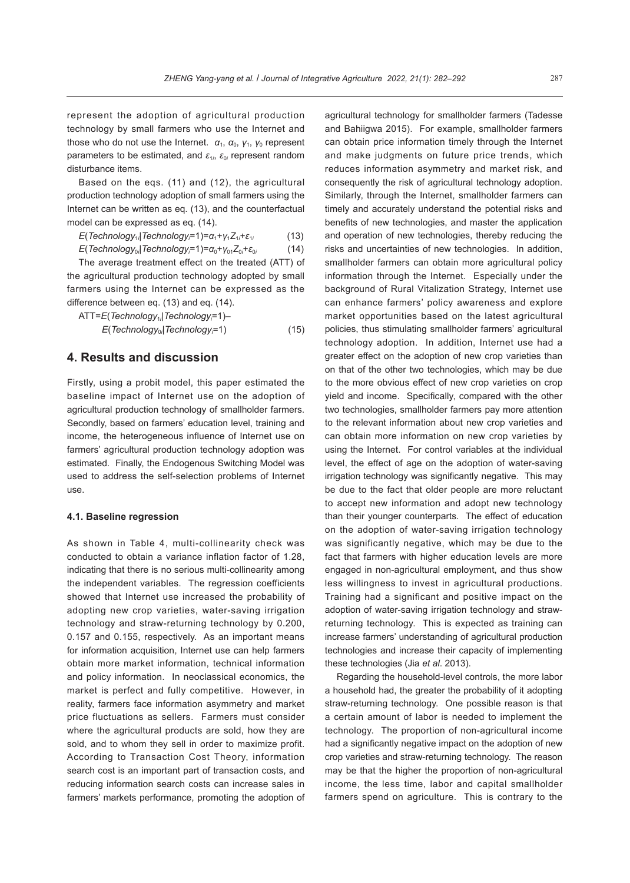represent the adoption of agricultural production technology by small farmers who use the Internet and those who do not use the Internet. $\alpha_1$, $\alpha_0$, $\gamma_1$, $\gamma_0$ represent parameters to be estimated, and $\varepsilon_{1i}$, $\varepsilon_{0i}$ represent random disturbance items.

Based on the eqs. (11) and (12), the agricultural production technology adoption of small farmers using the Internet can be written as eq. (13), and the counterfactual model can be expressed as eq. (14).

$$E(Technology_{1i}|Technology_i=1)=\alpha_1+\gamma_1 Z_{1i}+\varepsilon_{1i} \quad (13)$$

$$E(Technology_{0i}|Technology_i=1)=\alpha_0+\gamma_{01} Z_{0i}+\varepsilon_{0i} \quad (14)$$

The average treatment effect on the treated (ATT) of the agricultural production technology adopted by small farmers using the Internet can be expressed as the difference between eq. (13) and eq. (14).

$$\text{ATT}=E(Technology_{1i}|Technology_i=1)-E(Technology_{0i}|Technology_i=1) \quad (15)$$

## 4. Results and discussion

Firstly, using a probit model, this paper estimated the baseline impact of Internet use on the adoption of agricultural production technology of smallholder farmers. Secondly, based on farmers' education level, training and income, the heterogeneous influence of Internet use on farmers' agricultural production technology adoption was estimated. Finally, the Endogenous Switching Model was used to address the self-selection problems of Internet use.

### 4.1. Baseline regression

As shown in Table 4, multi-collinearity check was conducted to obtain a variance inflation factor of 1.28, indicating that there is no serious multi-collinearity among the independent variables. The regression coefficients showed that Internet use increased the probability of adopting new crop varieties, water-saving irrigation technology and straw-returning technology by 0.200, 0.157 and 0.155, respectively. As an important means for information acquisition, Internet use can help farmers obtain more market information, technical information and policy information. In neoclassical economics, the market is perfect and fully competitive. However, in reality, farmers face information asymmetry and market price fluctuations as sellers. Farmers must consider where the agricultural products are sold, how they are sold, and to whom they sell in order to maximize profit. According to Transaction Cost Theory, information search cost is an important part of transaction costs, and reducing information search costs can increase sales in farmers' markets performance, promoting the adoption of agricultural technology for smallholder farmers (Tadesse and Bahiigwa 2015). For example, smallholder farmers can obtain price information timely through the Internet and make judgments on future price trends, which reduces information asymmetry and market risk, and consequently the risk of agricultural technology adoption. Similarly, through the Internet, smallholder farmers can timely and accurately understand the potential risks and benefits of new technologies, and master the application and operation of new technologies, thereby reducing the risks and uncertainties of new technologies. In addition, smallholder farmers can obtain more agricultural policy information through the Internet. Especially under the background of Rural Vitalization Strategy, Internet use can enhance farmers' policy awareness and explore market opportunities based on the latest agricultural policies, thus stimulating smallholder farmers' agricultural technology adoption. In addition, Internet use had a greater effect on the adoption of new crop varieties than on that of the other two technologies, which may be due to the more obvious effect of new crop varieties on crop yield and income. Specifically, compared with the other two technologies, smallholder farmers pay more attention to the relevant information about new crop varieties and can obtain more information on new crop varieties by using the Internet. For control variables at the individual level, the effect of age on the adoption of water-saving irrigation technology was significantly negative. This may be due to the fact that older people are more reluctant to accept new information and adopt new technology than their younger counterparts. The effect of education on the adoption of water-saving irrigation technology was significantly negative, which may be due to the fact that farmers with higher education levels are more engaged in non-agricultural employment, and thus show less willingness to invest in agricultural productions. Training had a significant and positive impact on the adoption of water-saving irrigation technology and straw-returning technology. This is expected as training can increase farmers' understanding of agricultural production technologies and increase their capacity of implementing these technologies (Jia *et al*. 2013).

Regarding the household-level controls, the more labor a household had, the greater the probability of it adopting straw-returning technology. One possible reason is that a certain amount of labor is needed to implement the technology. The proportion of non-agricultural income had a significantly negative impact on the adoption of new crop varieties and straw-returning technology. The reason may be that the higher the proportion of non-agricultural income, the less time, labor and capital smallholder farmers spend on agriculture. This is contrary to the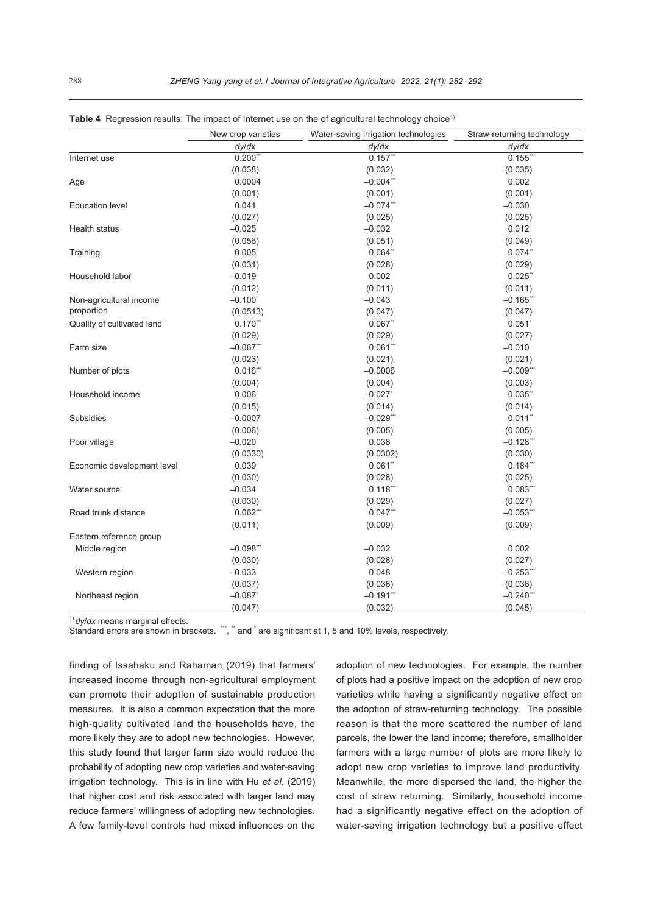**Table 4** Regression results: The impact of Internet use on the of agricultural technology choice[1)]

| | New crop varieties | Water-saving irrigation technologies | Straw-returning technology |
|---|---|---|---|
| | *dy/dx* | *dy/dx* | *dy/dx* |
| Internet use | 0.200*** | 0.157*** | 0.155*** |
| | (0.038) | (0.032) | (0.035) |
| Age | 0.0004 | −0.004*** | 0.002 |
| | (0.001) | (0.001) | (0.001) |
| Education level | 0.041 | −0.074*** | −0.030 |
| | (0.027) | (0.025) | (0.025) |
| Health status | −0.025 | −0.032 | 0.012 |
| | (0.056) | (0.051) | (0.049) |
| Training | 0.005 | 0.064** | 0.074** |
| | (0.031) | (0.028) | (0.029) |
| Household labor | −0.019 | 0.002 | 0.025** |
| | (0.012) | (0.011) | (0.011) |
| Non-agricultural income proportion | −0.100* | −0.043 | −0.165*** |
| | (0.0513) | (0.047) | (0.047) |
| Quality of cultivated land | 0.170*** | 0.067** | 0.051* |
| | (0.029) | (0.029) | (0.027) |
| Farm size | −0.067*** | 0.061*** | −0.010 |
| | (0.023) | (0.021) | (0.021) |
| Number of plots | 0.016*** | −0.0006 | −0.009*** |
| | (0.004) | (0.004) | (0.003) |
| Household income | 0.006 | −0.027* | 0.035** |
| | (0.015) | (0.014) | (0.014) |
| Subsidies | −0.0007 | −0.029*** | 0.011** |
| | (0.006) | (0.005) | (0.005) |
| Poor village | −0.020 | 0.038 | −0.128*** |
| | (0.0330) | (0.0302) | (0.030) |
| Economic development level | 0.039 | 0.061** | 0.184*** |
| | (0.030) | (0.028) | (0.025) |
| Water source | −0.034 | 0.118*** | 0.083*** |
| | (0.030) | (0.029) | (0.027) |
| Road trunk distance | 0.062*** | 0.047*** | −0.053*** |
| | (0.011) | (0.009) | (0.009) |
| Eastern reference group | | | |
| Middle region | −0.098*** | −0.032 | 0.002 |
| | (0.030) | (0.028) | (0.027) |
| Western region | −0.033 | 0.048 | −0.253*** |
| | (0.037) | (0.036) | (0.036) |
| Northeast region | −0.087* | −0.191*** | −0.240*** |
| | (0.047) | (0.032) | (0.045) |

[1)] *dy/dx* means marginal effects.
Standard errors are shown in brackets. ***, ** and * are significant at 1, 5 and 10% levels, respectively.

finding of Issahaku and Rahaman (2019) that farmers' increased income through non-agricultural employment can promote their adoption of sustainable production measures. It is also a common expectation that the more high-quality cultivated land the households have, the more likely they are to adopt new technologies. However, this study found that larger farm size would reduce the probability of adopting new crop varieties and water-saving irrigation technology. This is in line with Hu *et al*. (2019) that higher cost and risk associated with larger land may reduce farmers' willingness of adopting new technologies. A few family-level controls had mixed influences on the adoption of new technologies. For example, the number of plots had a positive impact on the adoption of new crop varieties while having a significantly negative effect on the adoption of straw-returning technology. The possible reason is that the more scattered the number of land parcels, the lower the land income; therefore, smallholder farmers with a large number of plots are more likely to adopt new crop varieties to improve land productivity. Meanwhile, the more dispersed the land, the higher the cost of straw returning. Similarly, household income had a significantly negative effect on the adoption of water-saving irrigation technology but a positive effect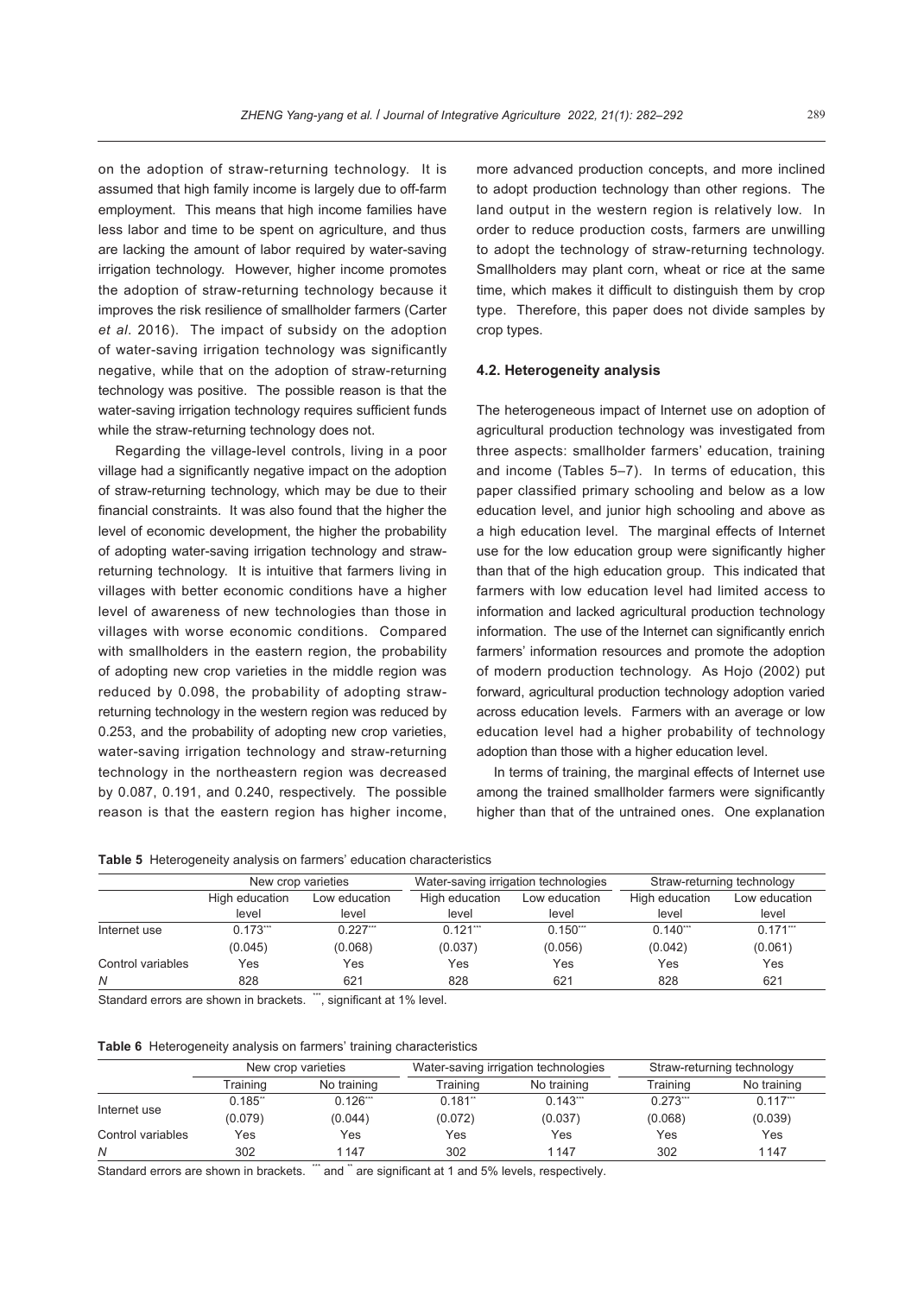on the adoption of straw-returning technology. It is assumed that high family income is largely due to off-farm employment. This means that high income families have less labor and time to be spent on agriculture, and thus are lacking the amount of labor required by water-saving irrigation technology. However, higher income promotes the adoption of straw-returning technology because it improves the risk resilience of smallholder farmers (Carter *et al*. 2016). The impact of subsidy on the adoption of water-saving irrigation technology was significantly negative, while that on the adoption of straw-returning technology was positive. The possible reason is that the water-saving irrigation technology requires sufficient funds while the straw-returning technology does not.

Regarding the village-level controls, living in a poor village had a significantly negative impact on the adoption of straw-returning technology, which may be due to their financial constraints. It was also found that the higher the level of economic development, the higher the probability of adopting water-saving irrigation technology and straw-returning technology. It is intuitive that farmers living in villages with better economic conditions have a higher level of awareness of new technologies than those in villages with worse economic conditions. Compared with smallholders in the eastern region, the probability of adopting new crop varieties in the middle region was reduced by 0.098, the probability of adopting straw-returning technology in the western region was reduced by 0.253, and the probability of adopting new crop varieties, water-saving irrigation technology and straw-returning technology in the northeastern region was decreased by 0.087, 0.191, and 0.240, respectively. The possible reason is that the eastern region has higher income, more advanced production concepts, and more inclined to adopt production technology than other regions. The land output in the western region is relatively low. In order to reduce production costs, farmers are unwilling to adopt the technology of straw-returning technology. Smallholders may plant corn, wheat or rice at the same time, which makes it difficult to distinguish them by crop type. Therefore, this paper does not divide samples by crop types.

### 4.2. Heterogeneity analysis

The heterogeneous impact of Internet use on adoption of agricultural production technology was investigated from three aspects: smallholder farmers' education, training and income (Tables 5–7). In terms of education, this paper classified primary schooling and below as a low education level, and junior high schooling and above as a high education level. The marginal effects of Internet use for the low education group were significantly higher than that of the high education group. This indicated that farmers with low education level had limited access to information and lacked agricultural production technology information. The use of the Internet can significantly enrich farmers' information resources and promote the adoption of modern production technology. As Hojo (2002) put forward, agricultural production technology adoption varied across education levels. Farmers with an average or low education level had a higher probability of technology adoption than those with a higher education level.

In terms of training, the marginal effects of Internet use among the trained smallholder farmers were significantly higher than that of the untrained ones. One explanation

**Table 5** Heterogeneity analysis on farmers' education characteristics

| | New crop varieties | | Water-saving irrigation technologies | | Straw-returning technology | |
|---|---|---|---|---|---|---|
| | High education level | Low education level | High education level | Low education level | High education level | Low education level |
| Internet use | 0.173*** | 0.227*** | 0.121*** | 0.150*** | 0.140*** | 0.171*** |
| | (0.045) | (0.068) | (0.037) | (0.056) | (0.042) | (0.061) |
| Control variables | Yes | Yes | Yes | Yes | Yes | Yes |
| *N* | 828 | 621 | 828 | 621 | 828 | 621 |

Standard errors are shown in brackets. ***, significant at 1% level.

**Table 6** Heterogeneity analysis on farmers' training characteristics

| | New crop varieties | | Water-saving irrigation technologies | | Straw-returning technology | |
|---|---|---|---|---|---|---|
| | Training | No training | Training | No training | Training | No training |
| Internet use | 0.185** | 0.126*** | 0.181** | 0.143*** | 0.273*** | 0.117*** |
| | (0.079) | (0.044) | (0.072) | (0.037) | (0.068) | (0.039) |
| Control variables | Yes | Yes | Yes | Yes | Yes | Yes |
| *N* | 302 | 1 147 | 302 | 1 147 | 302 | 1 147 |

Standard errors are shown in brackets. *** and ** are significant at 1 and 5% levels, respectively.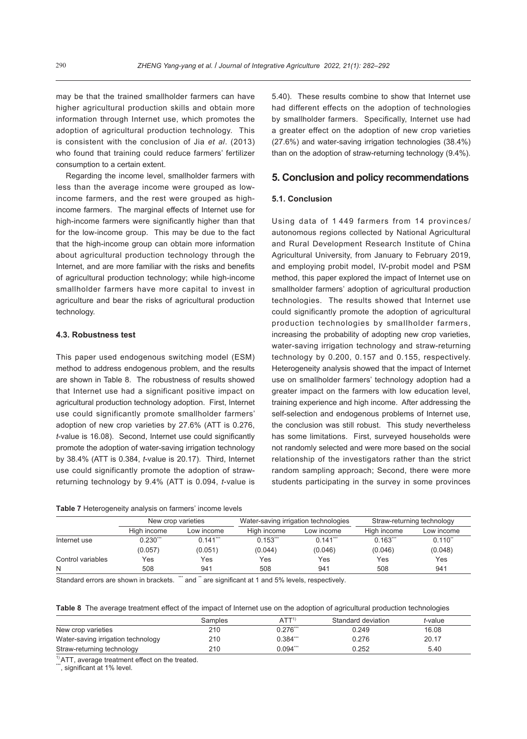may be that the trained smallholder farmers can have higher agricultural production skills and obtain more information through Internet use, which promotes the adoption of agricultural production technology. This is consistent with the conclusion of Jia *et al*. (2013) who found that training could reduce farmers' fertilizer consumption to a certain extent.

Regarding the income level, smallholder farmers with less than the average income were grouped as low-income farmers, and the rest were grouped as high-income farmers. The marginal effects of Internet use for high-income farmers were significantly higher than that for the low-income group. This may be due to the fact that the high-income group can obtain more information about agricultural production technology through the Internet, and are more familiar with the risks and benefits of agricultural production technology; while high-income smallholder farmers have more capital to invest in agriculture and bear the risks of agricultural production technology.

### 4.3. Robustness test

This paper used endogenous switching model (ESM) method to address endogenous problem, and the results are shown in Table 8. The robustness of results showed that Internet use had a significant positive impact on agricultural production technology adoption. First, Internet use could significantly promote smallholder farmers' adoption of new crop varieties by 27.6% (ATT is 0.276, *t*-value is 16.08). Second, Internet use could significantly promote the adoption of water-saving irrigation technology by 38.4% (ATT is 0.384, *t*-value is 20.17). Third, Internet use could significantly promote the adoption of straw-returning technology by 9.4% (ATT is 0.094, *t*-value is 5.40). These results combine to show that Internet use had different effects on the adoption of technologies by smallholder farmers. Specifically, Internet use had a greater effect on the adoption of new crop varieties (27.6%) and water-saving irrigation technologies (38.4%) than on the adoption of straw-returning technology (9.4%).

## 5. Conclusion and policy recommendations

### 5.1. Conclusion

Using data of 1 449 farmers from 14 provinces/autonomous regions collected by National Agricultural and Rural Development Research Institute of China Agricultural University, from January to February 2019, and employing probit model, IV-probit model and PSM method, this paper explored the impact of Internet use on smallholder farmers' adoption of agricultural production technologies. The results showed that Internet use could significantly promote the adoption of agricultural production technologies by smallholder farmers, increasing the probability of adopting new crop varieties, water-saving irrigation technology and straw-returning technology by 0.200, 0.157 and 0.155, respectively. Heterogeneity analysis showed that the impact of Internet use on smallholder farmers' technology adoption had a greater impact on the farmers with low education level, training experience and high income. After addressing the self-selection and endogenous problems of Internet use, the conclusion was still robust. This study nevertheless has some limitations. First, surveyed households were not randomly selected and were more based on the social relationship of the investigators rather than the strict random sampling approach; Second, there were more students participating in the survey in some provinces

**Table 7** Heterogeneity analysis on farmers' income levels

| | New crop varieties | | Water-saving irrigation technologies | | Straw-returning technology | |
|---|---|---|---|---|---|---|
| | High income | Low income | High income | Low income | High income | Low income |
| Internet use | 0.230*** | 0.141*** | 0.153*** | 0.141*** | 0.163*** | 0.110** |
| | (0.057) | (0.051) | (0.044) | (0.046) | (0.046) | (0.048) |
| Control variables | Yes | Yes | Yes | Yes | Yes | Yes |
| N | 508 | 941 | 508 | 941 | 508 | 941 |

Standard errors are shown in brackets. *** and ** are significant at 1 and 5% levels, respectively.

**Table 8** The average treatment effect of the impact of Internet use on the adoption of agricultural production technologies

| | Samples | ATT[1)] | Standard deviation | *t*-value |
|---|---|---|---|---|
| New crop varieties | 210 | 0.276*** | 0.249 | 16.08 |
| Water-saving irrigation technology | 210 | 0.384*** | 0.276 | 20.17 |
| Straw-returning technology | 210 | 0.094*** | 0.252 | 5.40 |

[1)] ATT, average treatment effect on the treated.
***, significant at 1% level.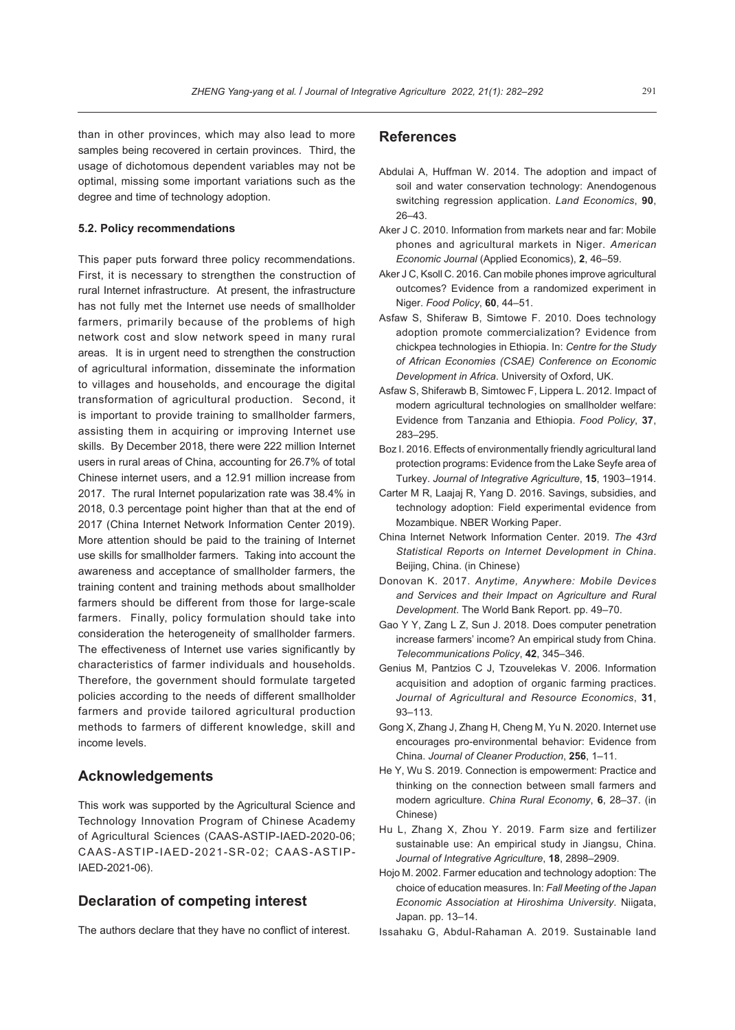than in other provinces, which may also lead to more samples being recovered in certain provinces. Third, the usage of dichotomous dependent variables may not be optimal, missing some important variations such as the degree and time of technology adoption.

### 5.2. Policy recommendations

This paper puts forward three policy recommendations. First, it is necessary to strengthen the construction of rural Internet infrastructure. At present, the infrastructure has not fully met the Internet use needs of smallholder farmers, primarily because of the problems of high network cost and slow network speed in many rural areas. It is in urgent need to strengthen the construction of agricultural information, disseminate the information to villages and households, and encourage the digital transformation of agricultural production. Second, it is important to provide training to smallholder farmers, assisting them in acquiring or improving Internet use skills. By December 2018, there were 222 million Internet users in rural areas of China, accounting for 26.7% of total Chinese internet users, and a 12.91 million increase from 2017. The rural Internet popularization rate was 38.4% in 2018, 0.3 percentage point higher than that at the end of 2017 (China Internet Network Information Center 2019). More attention should be paid to the training of Internet use skills for smallholder farmers. Taking into account the awareness and acceptance of smallholder farmers, the training content and training methods about smallholder farmers should be different from those for large-scale farmers. Finally, policy formulation should take into consideration the heterogeneity of smallholder farmers. The effectiveness of Internet use varies significantly by characteristics of farmer individuals and households. Therefore, the government should formulate targeted policies according to the needs of different smallholder farmers and provide tailored agricultural production methods to farmers of different knowledge, skill and income levels.

## Acknowledgements

This work was supported by the Agricultural Science and Technology Innovation Program of Chinese Academy of Agricultural Sciences (CAAS-ASTIP-IAED-2020-06; CAAS-ASTIP-IAED-2021-SR-02; CAAS-ASTIP-IAED-2021-06).

## Declaration of competing interest

The authors declare that they have no conflict of interest.

## References

Abdulai A, Huffman W. 2014. The adoption and impact of soil and water conservation technology: Anendogenous switching regression application. *Land Economics*, **90**, 26–43.

Aker J C. 2010. Information from markets near and far: Mobile phones and agricultural markets in Niger. *American Economic Journal* (Applied Economics), **2**, 46–59.

Aker J C, Ksoll C. 2016. Can mobile phones improve agricultural outcomes? Evidence from a randomized experiment in Niger. *Food Policy*, **60**, 44–51.

Asfaw S, Shiferaw B, Simtowe F. 2010. Does technology adoption promote commercialization? Evidence from chickpea technologies in Ethiopia. In: *Centre for the Study of African Economies (CSAE) Conference on Economic Development in Africa*. University of Oxford, UK.

Asfaw S, Shiferawb B, Simtowec F, Lippera L. 2012. Impact of modern agricultural technologies on smallholder welfare: Evidence from Tanzania and Ethiopia. *Food Policy*, **37**, 283–295.

Boz I. 2016. Effects of environmentally friendly agricultural land protection programs: Evidence from the Lake Seyfe area of Turkey. *Journal of Integrative Agriculture*, **15**, 1903–1914.

Carter M R, Laajaj R, Yang D. 2016. Savings, subsidies, and technology adoption: Field experimental evidence from Mozambique. NBER Working Paper.

China Internet Network Information Center. 2019. *The 43rd Statistical Reports on Internet Development in China*. Beijing, China. (in Chinese)

Donovan K. 2017. *Anytime, Anywhere: Mobile Devices and Services and their Impact on Agriculture and Rural Development*. The World Bank Report. pp. 49–70.

Gao Y Y, Zang L Z, Sun J. 2018. Does computer penetration increase farmers' income? An empirical study from China. *Telecommunications Policy*, **42**, 345–346.

Genius M, Pantzios C J, Tzouvelekas V. 2006. Information acquisition and adoption of organic farming practices. *Journal of Agricultural and Resource Economics*, **31**, 93–113.

Gong X, Zhang J, Zhang H, Cheng M, Yu N. 2020. Internet use encourages pro-environmental behavior: Evidence from China. *Journal of Cleaner Production*, **256**, 1–11.

He Y, Wu S. 2019. Connection is empowerment: Practice and thinking on the connection between small farmers and modern agriculture. *China Rural Economy*, **6**, 28–37. (in Chinese)

Hu L, Zhang X, Zhou Y. 2019. Farm size and fertilizer sustainable use: An empirical study in Jiangsu, China. *Journal of Integrative Agriculture*, **18**, 2898–2909.

Hojo M. 2002. Farmer education and technology adoption: The choice of education measures. In: *Fall Meeting of the Japan Economic Association at Hiroshima University*. Niigata, Japan. pp. 13–14.

Issahaku G, Abdul-Rahaman A. 2019. Sustainable land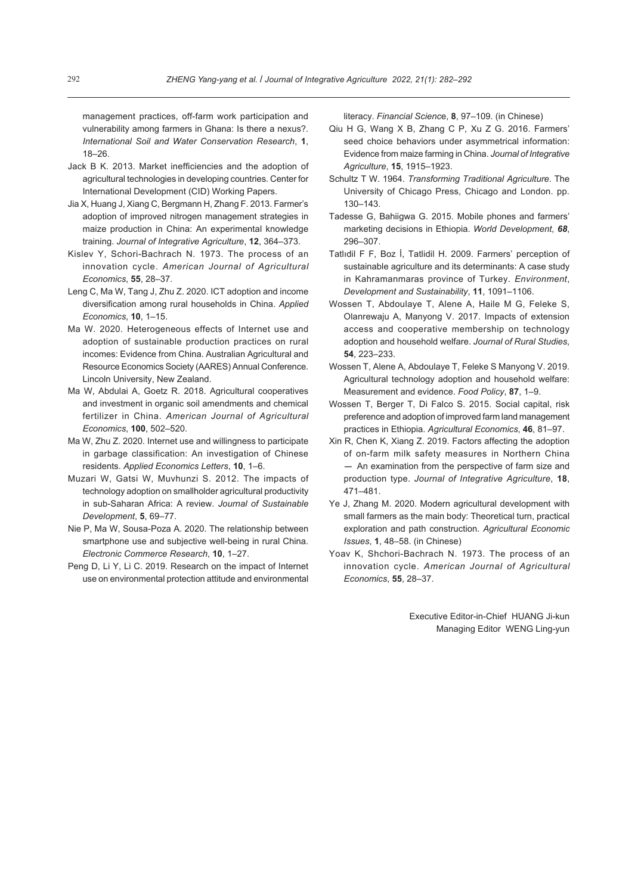management practices, off-farm work participation and vulnerability among farmers in Ghana: Is there a nexus?. *International Soil and Water Conservation Research*, **1**, 18–26.

Jack B K. 2013. Market inefficiencies and the adoption of agricultural technologies in developing countries. Center for International Development (CID) Working Papers.

Jia X, Huang J, Xiang C, Bergmann H, Zhang F. 2013. Farmer's adoption of improved nitrogen management strategies in maize production in China: An experimental knowledge training. *Journal of Integrative Agriculture*, **12**, 364–373.

Kislev Y, Schori-Bachrach N. 1973. The process of an innovation cycle. *American Journal of Agricultural Economics*, **55**, 28–37.

Leng C, Ma W, Tang J, Zhu Z. 2020. ICT adoption and income diversification among rural households in China. *Applied Economics*, **10**, 1–15.

Ma W. 2020. Heterogeneous effects of Internet use and adoption of sustainable production practices on rural incomes: Evidence from China. Australian Agricultural and Resource Economics Society (AARES) Annual Conference. Lincoln University, New Zealand.

Ma W, Abdulai A, Goetz R. 2018. Agricultural cooperatives and investment in organic soil amendments and chemical fertilizer in China. *American Journal of Agricultural Economics*, **100**, 502–520.

Ma W, Zhu Z. 2020. Internet use and willingness to participate in garbage classification: An investigation of Chinese residents. *Applied Economics Letters*, **10**, 1–6.

Muzari W, Gatsi W, Muvhunzi S. 2012. The impacts of technology adoption on smallholder agricultural productivity in sub-Saharan Africa: A review. *Journal of Sustainable Development*, **5**, 69–77.

Nie P, Ma W, Sousa-Poza A. 2020. The relationship between smartphone use and subjective well-being in rural China. *Electronic Commerce Research*, **10**, 1–27.

Peng D, Li Y, Li C. 2019. Research on the impact of Internet use on environmental protection attitude and environmental literacy. *Financial Science*, **8**, 97–109. (in Chinese)

Qiu H G, Wang X B, Zhang C P, Xu Z G. 2016. Farmers' seed choice behaviors under asymmetrical information: Evidence from maize farming in China. *Journal of Integrative Agriculture*, **15**, 1915–1923.

Schultz T W. 1964. *Transforming Traditional Agriculture*. The University of Chicago Press, Chicago and London. pp. 130–143.

Tadesse G, Bahiigwa G. 2015. Mobile phones and farmers' marketing decisions in Ethiopia. *World Development*, ***68***, 296–307.

Tatlıdil F F, Boz İ, Tatlidil H. 2009. Farmers' perception of sustainable agriculture and its determinants: A case study in Kahramanmaras province of Turkey. *Environment, Development and Sustainability*, **11**, 1091–1106.

Wossen T, Abdoulaye T, Alene A, Haile M G, Feleke S, Olanrewaju A, Manyong V. 2017. Impacts of extension access and cooperative membership on technology adoption and household welfare. *Journal of Rural Studies*, **54**, 223–233.

Wossen T, Alene A, Abdoulaye T, Feleke S Manyong V. 2019. Agricultural technology adoption and household welfare: Measurement and evidence. *Food Policy*, **87**, 1–9.

Wossen T, Berger T, Di Falco S. 2015. Social capital, risk preference and adoption of improved farm land management practices in Ethiopia. *Agricultural Economics*, **46**, 81–97.

Xin R, Chen K, Xiang Z. 2019. Factors affecting the adoption of on-farm milk safety measures in Northern China — An examination from the perspective of farm size and production type. *Journal of Integrative Agriculture*, **18**, 471–481.

Ye J, Zhang M. 2020. Modern agricultural development with small farmers as the main body: Theoretical turn, practical exploration and path construction. *Agricultural Economic Issues*, **1**, 48–58. (in Chinese)

Yoav K, Shchori-Bachrach N. 1973. The process of an innovation cycle. *American Journal of Agricultural Economics*, **55**, 28–37.

Executive Editor-in-Chief HUANG Ji-kun
Managing Editor WENG Ling-yun